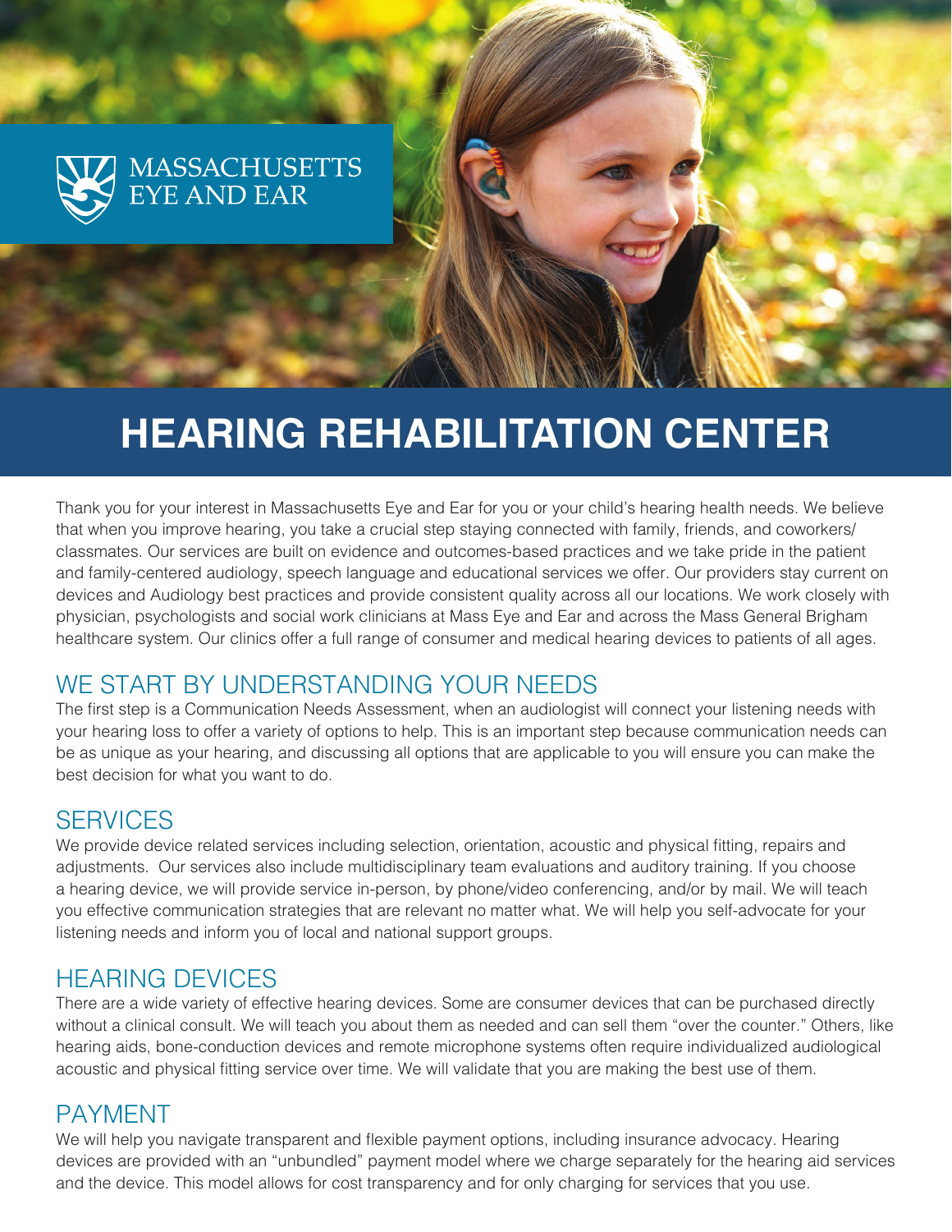MASSACHUSETTS EYE AND EAR

# HEARING REHABILITATION CENTER

Thank you for your interest in Massachusetts Eye and Ear for you or your child's hearing health needs. We believe that when you improve hearing, you take a crucial step staying connected with family, friends, and coworkers/ classmates. Our services are built on evidence and outcomes-based practices and we take pride in the patient and family-centered audiology, speech language and educational services we offer. Our providers stay current on devices and Audiology best practices and provide consistent quality across all our locations. We work closely with physician, psychologists and social work clinicians at Mass Eye and Ear and across the Mass General Brigham healthcare system. Our clinics offer a full range of consumer and medical hearing devices to patients of all ages.

## WE START BY UNDERSTANDING YOUR NEEDS

The first step is a Communication Needs Assessment, when an audiologist will connect your listening needs with your hearing loss to offer a variety of options to help. This is an important step because communication needs can be as unique as your hearing, and discussing all options that are applicable to you will ensure you can make the best decision for what you want to do.

## SERVICES

We provide device related services including selection, orientation, acoustic and physical fitting, repairs and adjustments. Our services also include multidisciplinary team evaluations and auditory training. If you choose a hearing device, we will provide service in-person, by phone/video conferencing, and/or by mail. We will teach you effective communication strategies that are relevant no matter what. We will help you self-advocate for your listening needs and inform you of local and national support groups.

## HEARING DEVICES

There are a wide variety of effective hearing devices. Some are consumer devices that can be purchased directly without a clinical consult. We will teach you about them as needed and can sell them "over the counter." Others, like hearing aids, bone-conduction devices and remote microphone systems often require individualized audiological acoustic and physical fitting service over time. We will validate that you are making the best use of them.

## PAYMENT

We will help you navigate transparent and flexible payment options, including insurance advocacy. Hearing devices are provided with an "unbundled" payment model where we charge separately for the hearing aid services and the device. This model allows for cost transparency and for only charging for services that you use.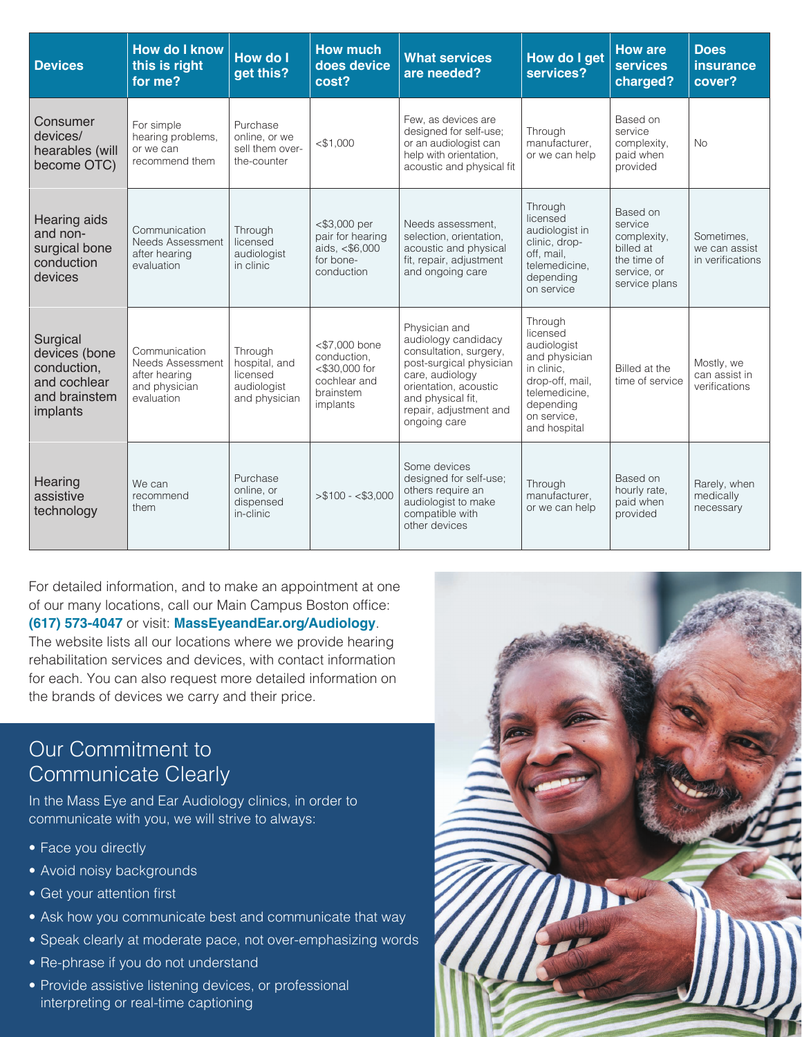| Devices | How do I know this is right for me? | How do I get this? | How much does device cost? | What services are needed? | How do I get services? | How are services charged? | Does insurance cover? |
|---|---|---|---|---|---|---|---|
| Consumer devices/ hearables (will become OTC) | For simple hearing problems, or we can recommend them | Purchase online, or we sell them over-the-counter | <$1,000 | Few, as devices are designed for self-use; or an audiologist can help with orientation, acoustic and physical fit | Through manufacturer, or we can help | Based on service complexity, paid when provided | No |
| Hearing aids and non-surgical bone conduction devices | Communication Needs Assessment after hearing evaluation | Through licensed audiologist in clinic | <$3,000 per pair for hearing aids, <$6,000 for bone-conduction | Needs assessment, selection, orientation, acoustic and physical fit, repair, adjustment and ongoing care | Through licensed audiologist in clinic, drop-off, mail, telemedicine, depending on service | Based on service complexity, billed at the time of service, or service plans | Sometimes, we can assist in verifications |
| Surgical devices (bone conduction, and cochlear and brainstem implants | Communication Needs Assessment after hearing and physician evaluation | Through hospital, and licensed audiologist and physician | <$7,000 bone conduction, <$30,000 for cochlear and brainstem implants | Physician and audiology candidacy consultation, surgery, post-surgical physician care, audiology orientation, acoustic and physical fit, repair, adjustment and ongoing care | Through licensed audiologist and physician in clinic, drop-off, mail, telemedicine, depending on service, and hospital | Billed at the time of service | Mostly, we can assist in verifications |
| Hearing assistive technology | We can recommend them | Purchase online, or dispensed in-clinic | >$100 - <$3,000 | Some devices designed for self-use; others require an audiologist to make compatible with other devices | Through manufacturer, or we can help | Based on hourly rate, paid when provided | Rarely, when medically necessary |

For detailed information, and to make an appointment at one of our many locations, call our Main Campus Boston office: **(617) 573-4047** or visit: **MassEyeandEar.org/Audiology**. The website lists all our locations where we provide hearing rehabilitation services and devices, with contact information for each. You can also request more detailed information on the brands of devices we carry and their price.

## Our Commitment to Communicate Clearly

In the Mass Eye and Ear Audiology clinics, in order to communicate with you, we will strive to always:

- Face you directly
- Avoid noisy backgrounds
- Get your attention first
- Ask how you communicate best and communicate that way
- Speak clearly at moderate pace, not over-emphasizing words
- Re-phrase if you do not understand
- Provide assistive listening devices, or professional interpreting or real-time captioning